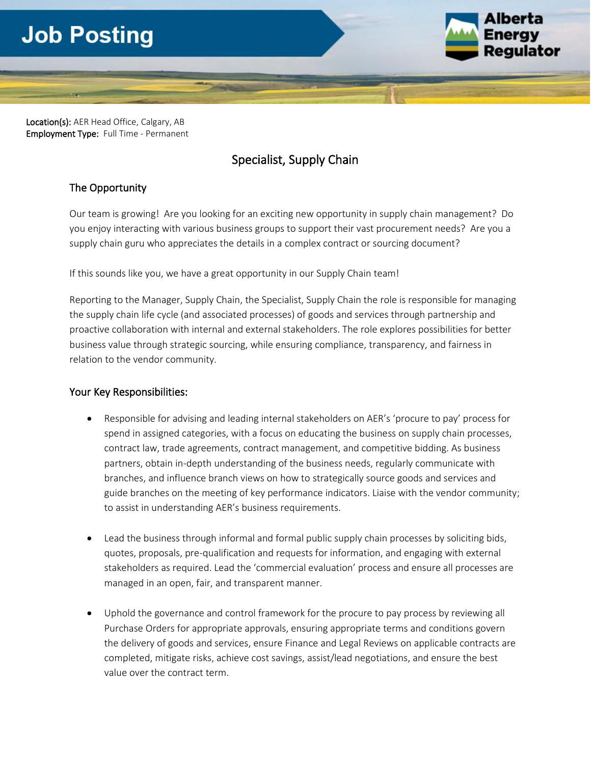# Job Posting

Alberta Energy Regulator

**Location(s):** AER Head Office, Calgary, AB
**Employment Type:** Full Time - Permanent

## Specialist, Supply Chain

### The Opportunity

Our team is growing! Are you looking for an exciting new opportunity in supply chain management? Do you enjoy interacting with various business groups to support their vast procurement needs? Are you a supply chain guru who appreciates the details in a complex contract or sourcing document?

If this sounds like you, we have a great opportunity in our Supply Chain team!

Reporting to the Manager, Supply Chain, the Specialist, Supply Chain the role is responsible for managing the supply chain life cycle (and associated processes) of goods and services through partnership and proactive collaboration with internal and external stakeholders. The role explores possibilities for better business value through strategic sourcing, while ensuring compliance, transparency, and fairness in relation to the vendor community.

### Your Key Responsibilities:

- Responsible for advising and leading internal stakeholders on AER's 'procure to pay' process for spend in assigned categories, with a focus on educating the business on supply chain processes, contract law, trade agreements, contract management, and competitive bidding. As business partners, obtain in-depth understanding of the business needs, regularly communicate with branches, and influence branch views on how to strategically source goods and services and guide branches on the meeting of key performance indicators. Liaise with the vendor community; to assist in understanding AER's business requirements.

- Lead the business through informal and formal public supply chain processes by soliciting bids, quotes, proposals, pre-qualification and requests for information, and engaging with external stakeholders as required. Lead the 'commercial evaluation' process and ensure all processes are managed in an open, fair, and transparent manner.

- Uphold the governance and control framework for the procure to pay process by reviewing all Purchase Orders for appropriate approvals, ensuring appropriate terms and conditions govern the delivery of goods and services, ensure Finance and Legal Reviews on applicable contracts are completed, mitigate risks, achieve cost savings, assist/lead negotiations, and ensure the best value over the contract term.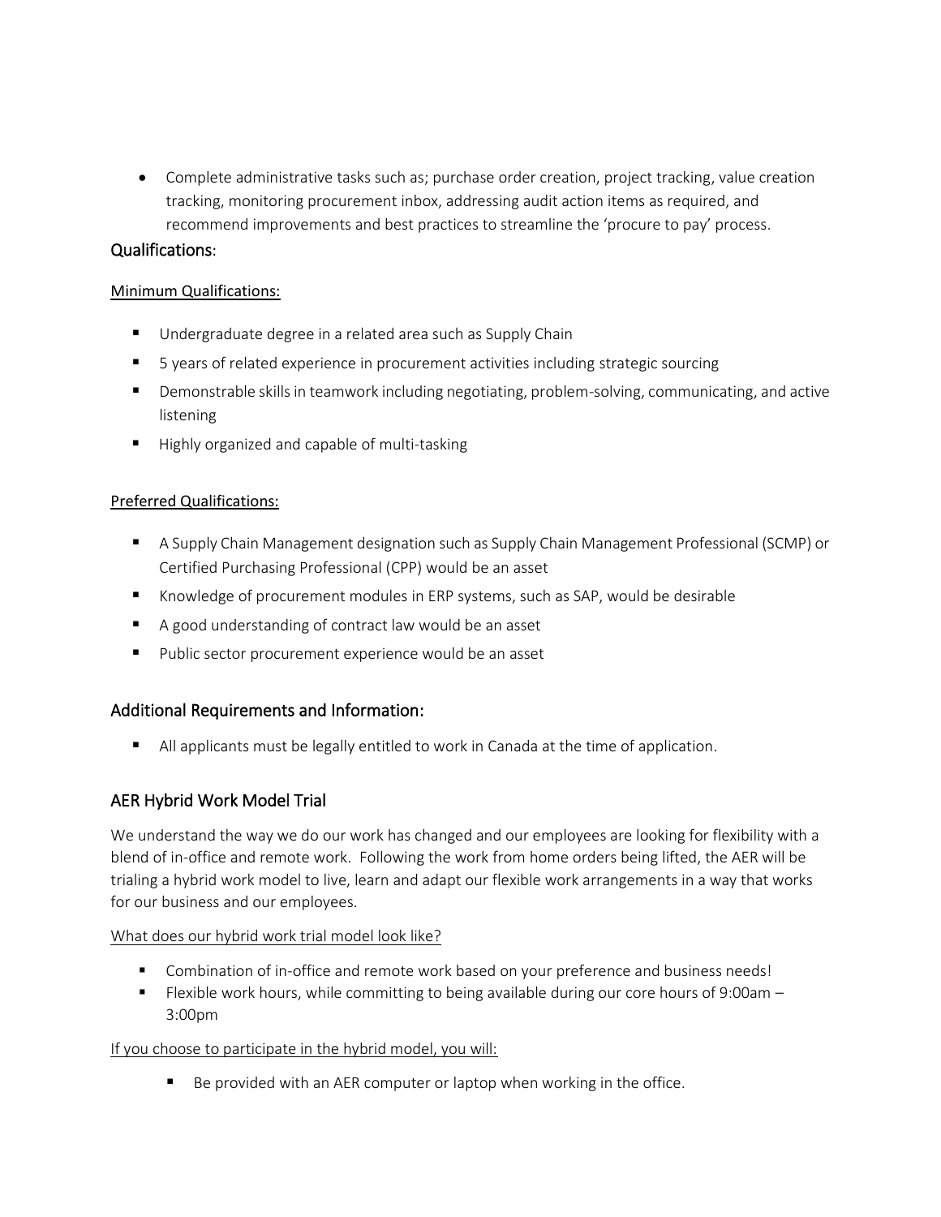- Complete administrative tasks such as; purchase order creation, project tracking, value creation tracking, monitoring procurement inbox, addressing audit action items as required, and recommend improvements and best practices to streamline the 'procure to pay' process.

## Qualifications:

### Minimum Qualifications:

- Undergraduate degree in a related area such as Supply Chain
- 5 years of related experience in procurement activities including strategic sourcing
- Demonstrable skills in teamwork including negotiating, problem-solving, communicating, and active listening
- Highly organized and capable of multi-tasking

### Preferred Qualifications:

- A Supply Chain Management designation such as Supply Chain Management Professional (SCMP) or Certified Purchasing Professional (CPP) would be an asset
- Knowledge of procurement modules in ERP systems, such as SAP, would be desirable
- A good understanding of contract law would be an asset
- Public sector procurement experience would be an asset

## Additional Requirements and Information:

- All applicants must be legally entitled to work in Canada at the time of application.

## AER Hybrid Work Model Trial

We understand the way we do our work has changed and our employees are looking for flexibility with a blend of in-office and remote work. Following the work from home orders being lifted, the AER will be trialing a hybrid work model to live, learn and adapt our flexible work arrangements in a way that works for our business and our employees.

### What does our hybrid work trial model look like?

- Combination of in-office and remote work based on your preference and business needs!
- Flexible work hours, while committing to being available during our core hours of 9:00am – 3:00pm

### If you choose to participate in the hybrid model, you will:

- Be provided with an AER computer or laptop when working in the office.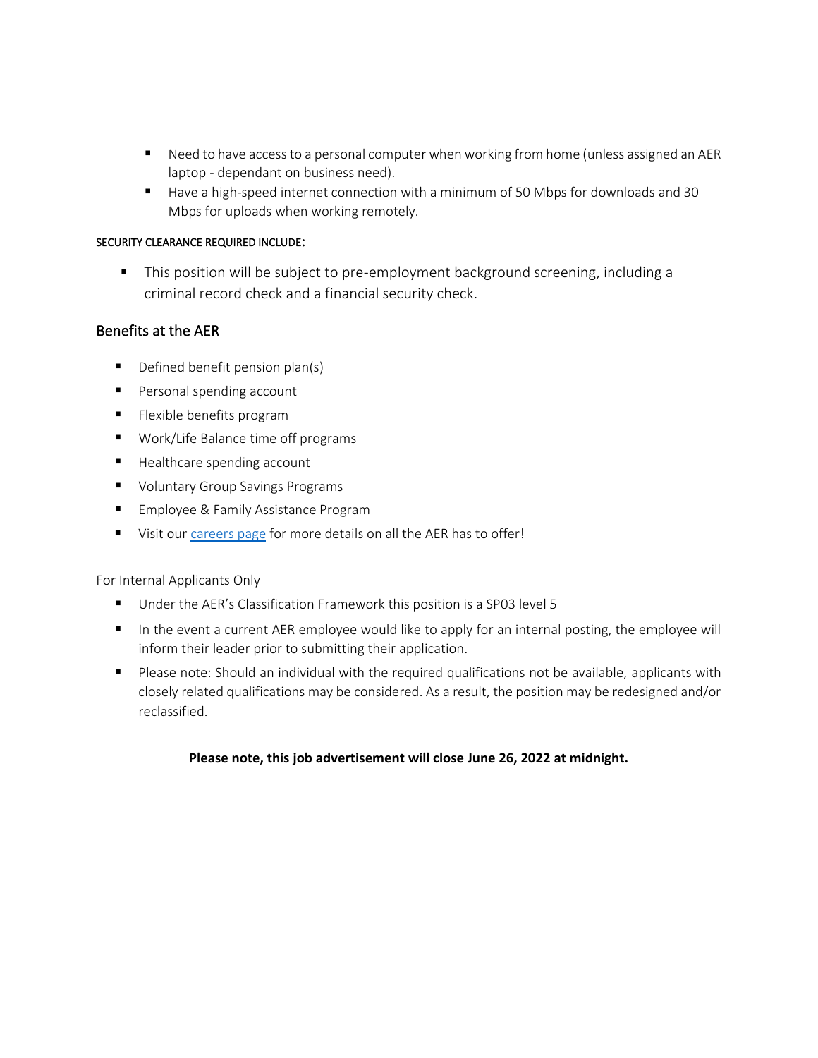- Need to have access to a personal computer when working from home (unless assigned an AER laptop - dependant on business need).
- Have a high-speed internet connection with a minimum of 50 Mbps for downloads and 30 Mbps for uploads when working remotely.

SECURITY CLEARANCE REQUIRED INCLUDE:

- This position will be subject to pre-employment background screening, including a criminal record check and a financial security check.

## Benefits at the AER

- Defined benefit pension plan(s)
- Personal spending account
- Flexible benefits program
- Work/Life Balance time off programs
- Healthcare spending account
- Voluntary Group Savings Programs
- Employee & Family Assistance Program
- Visit our careers page for more details on all the AER has to offer!

For Internal Applicants Only

- Under the AER's Classification Framework this position is a SP03 level 5
- In the event a current AER employee would like to apply for an internal posting, the employee will inform their leader prior to submitting their application.
- Please note: Should an individual with the required qualifications not be available, applicants with closely related qualifications may be considered. As a result, the position may be redesigned and/or reclassified.

**Please note, this job advertisement will close June 26, 2022 at midnight.**